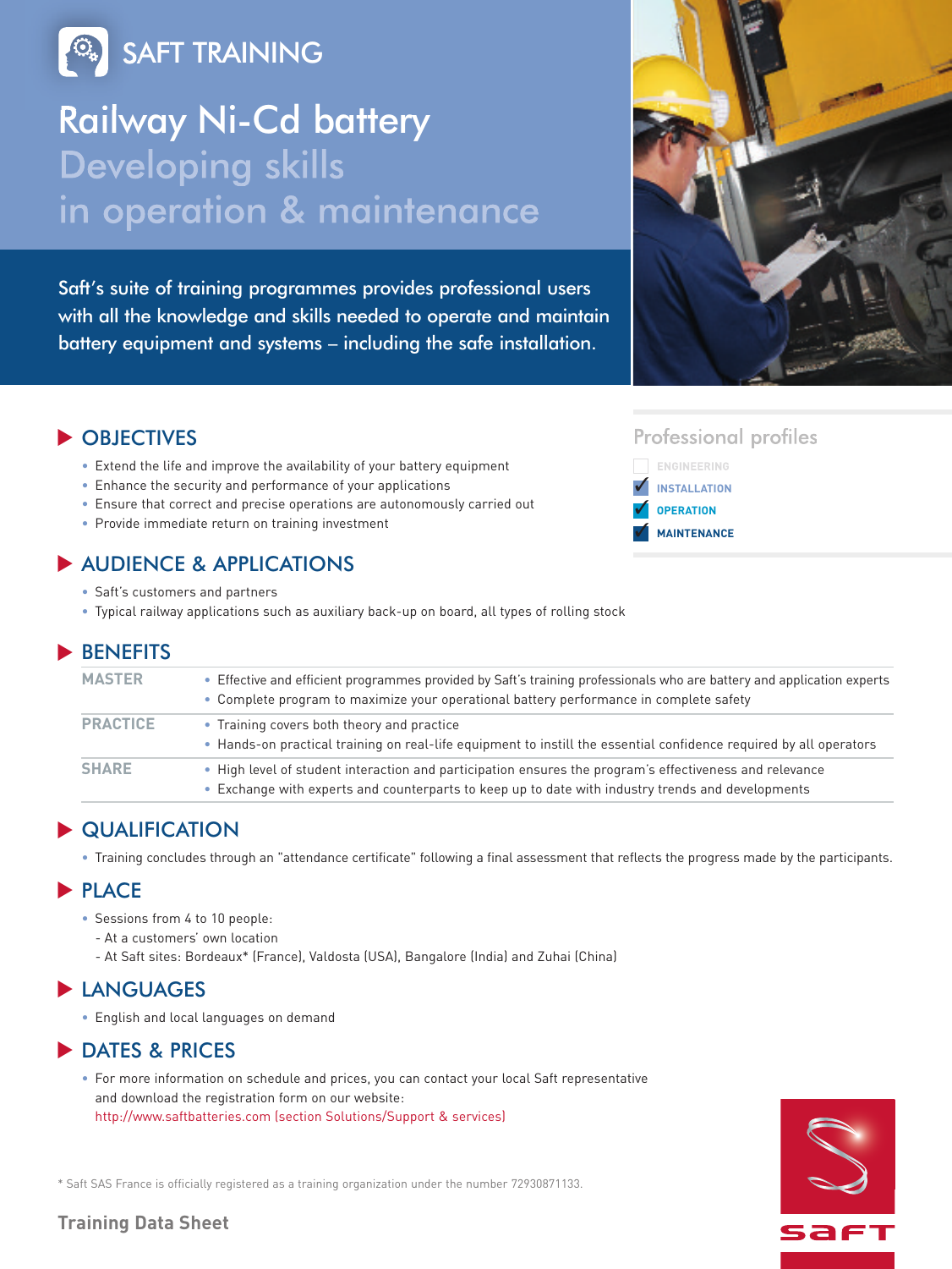# SAFT TRAINING

# Railway Ni-Cd battery
## Developing skills in operation & maintenance

Saft's suite of training programmes provides professional users with all the knowledge and skills needed to operate and maintain battery equipment and systems – including the safe installation.

### Professional profiles

- [ ] ENGINEERING
- [x] INSTALLATION
- [x] OPERATION
- [x] MAINTENANCE

## OBJECTIVES

- Extend the life and improve the availability of your battery equipment
- Enhance the security and performance of your applications
- Ensure that correct and precise operations are autonomously carried out
- Provide immediate return on training investment

## AUDIENCE & APPLICATIONS

- Saft's customers and partners
- Typical railway applications such as auxiliary back-up on board, all types of rolling stock

## BENEFITS

| | |
|---|---|
| **MASTER** | • Effective and efficient programmes provided by Saft's training professionals who are battery and application experts<br>• Complete program to maximize your operational battery performance in complete safety |
| **PRACTICE** | • Training covers both theory and practice<br>• Hands-on practical training on real-life equipment to instill the essential confidence required by all operators |
| **SHARE** | • High level of student interaction and participation ensures the program's effectiveness and relevance<br>• Exchange with experts and counterparts to keep up to date with industry trends and developments |

## QUALIFICATION

- Training concludes through an "attendance certificate" following a final assessment that reflects the progress made by the participants.

## PLACE

- Sessions from 4 to 10 people:
  - At a customers' own location
  - At Saft sites: Bordeaux* (France), Valdosta (USA), Bangalore (India) and Zuhai (China)

## LANGUAGES

- English and local languages on demand

## DATES & PRICES

- For more information on schedule and prices, you can contact your local Saft representative and download the registration form on our website: http://www.saftbatteries.com (section Solutions/Support & services)

\* Saft SAS France is officially registered as a training organization under the number 72930871133.

**Training Data Sheet**

saft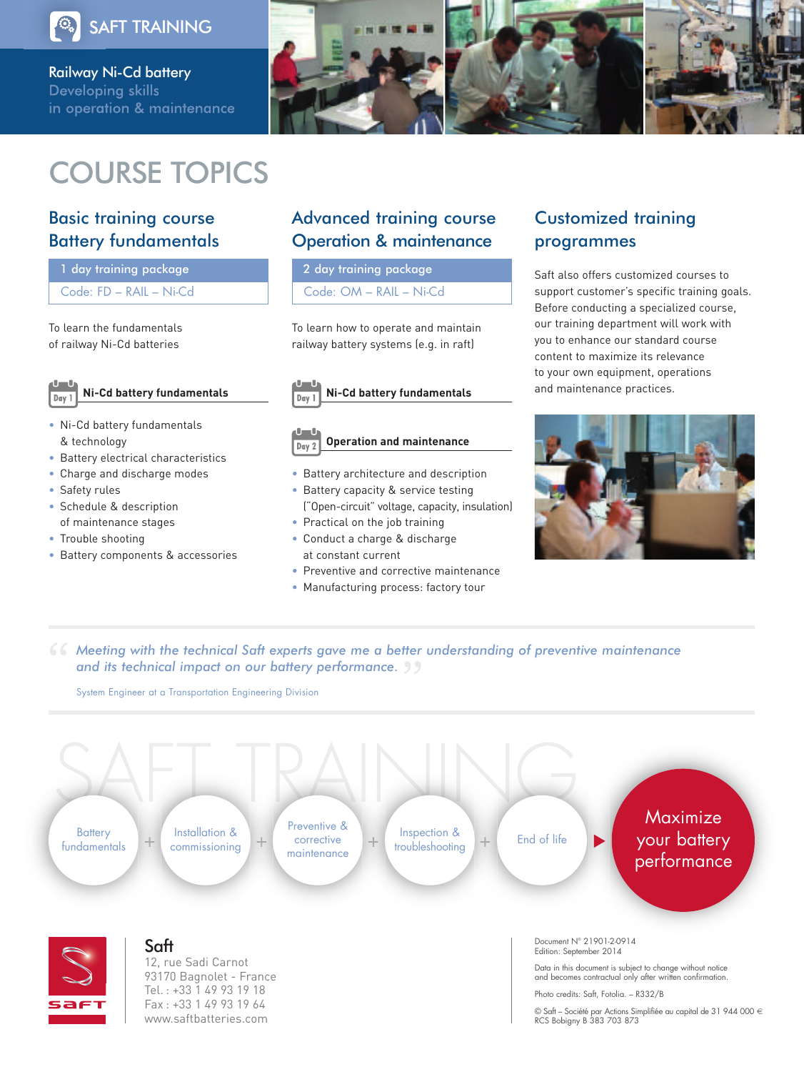SAFT TRAINING

Railway Ni-Cd battery
Developing skills
in operation & maintenance

# COURSE TOPICS

## Basic training course Battery fundamentals

| 1 day training package |
| --- |
| Code: FD – RAIL – Ni-Cd |

To learn the fundamentals of railway Ni-Cd batteries

### Day 1 Ni-Cd battery fundamentals

- Ni-Cd battery fundamentals & technology
- Battery electrical characteristics
- Charge and discharge modes
- Safety rules
- Schedule & description of maintenance stages
- Trouble shooting
- Battery components & accessories

## Advanced training course Operation & maintenance

| 2 day training package |
| --- |
| Code: OM – RAIL – Ni-Cd |

To learn how to operate and maintain railway battery systems (e.g. in raft)

### Day 1 Ni-Cd battery fundamentals

### Day 2 Operation and maintenance

- Battery architecture and description
- Battery capacity & service testing ("Open-circuit" voltage, capacity, insulation)
- Practical on the job training
- Conduct a charge & discharge at constant current
- Preventive and corrective maintenance
- Manufacturing process: factory tour

## Customized training programmes

Saft also offers customized courses to support customer's specific training goals. Before conducting a specialized course, our training department will work with you to enhance our standard course content to maximize its relevance to your own equipment, operations and maintenance practices.

> *"Meeting with the technical Saft experts gave me a better understanding of preventive maintenance and its technical impact on our battery performance."*
>
> System Engineer at a Transportation Engineering Division

SAFT TRAINING

Battery fundamentals + Installation & commissioning + Preventive & corrective maintenance + Inspection & troubleshooting + End of life ▶ Maximize your battery performance

**Saft**
12, rue Sadi Carnot
93170 Bagnolet - France
Tel. : +33 1 49 93 19 18
Fax : +33 1 49 93 19 64
www.saftbatteries.com

Document N° 21901-2-0914
Edition: September 2014

Data in this document is subject to change without notice and becomes contractual only after written confirmation.

Photo credits: Saft, Fotolia. – R332/B

© Saft – Société par Actions Simplifiée au capital de 31 944 000 €
RCS Bobigny B 383 703 873